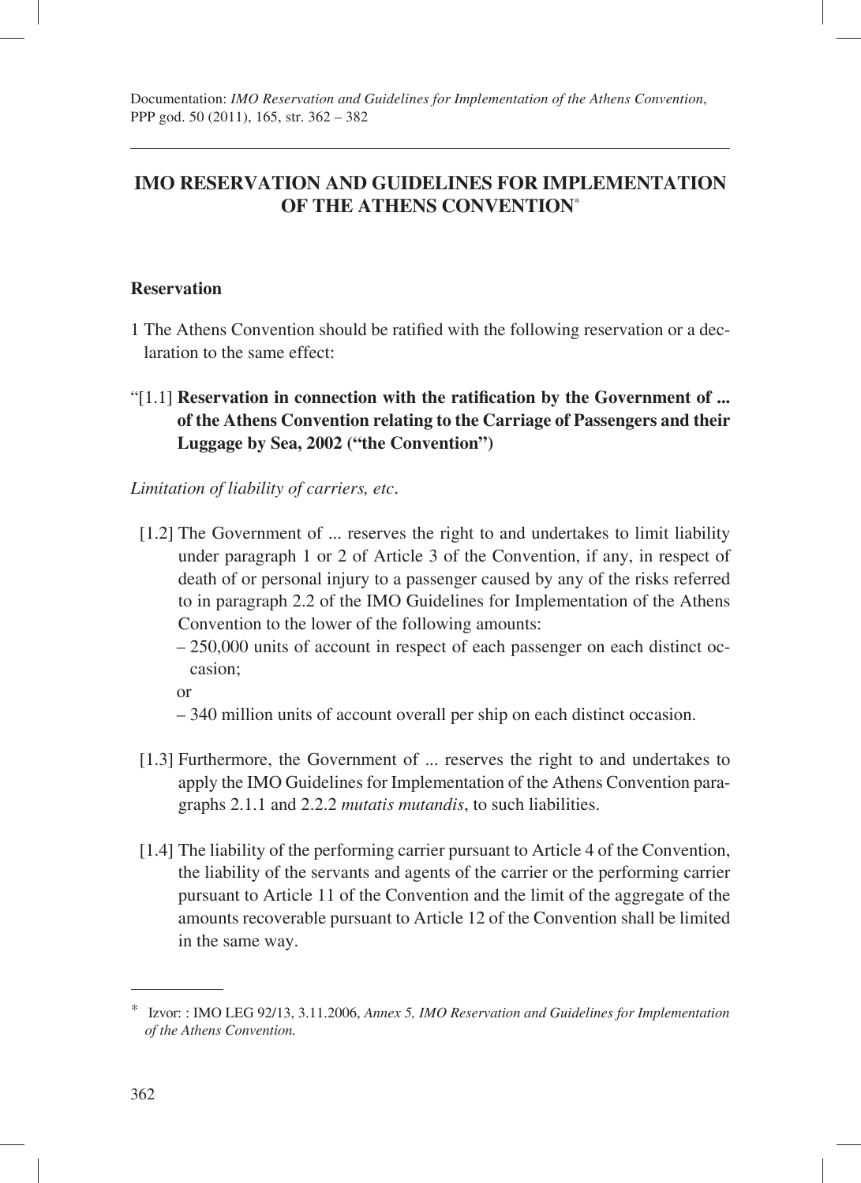# IMO RESERVATION AND GUIDELINES FOR IMPLEMENTATION OF THE ATHENS CONVENTION*

## Reservation

1 The Athens Convention should be ratified with the following reservation or a declaration to the same effect:

"[1.1] **Reservation in connection with the ratification by the Government of ... of the Athens Convention relating to the Carriage of Passengers and their Luggage by Sea, 2002 ("the Convention")**

*Limitation of liability of carriers, etc.*

[1.2] The Government of ... reserves the right to and undertakes to limit liability under paragraph 1 or 2 of Article 3 of the Convention, if any, in respect of death of or personal injury to a passenger caused by any of the risks referred to in paragraph 2.2 of the IMO Guidelines for Implementation of the Athens Convention to the lower of the following amounts:

– 250,000 units of account in respect of each passenger on each distinct occasion;

or

– 340 million units of account overall per ship on each distinct occasion.

[1.3] Furthermore, the Government of ... reserves the right to and undertakes to apply the IMO Guidelines for Implementation of the Athens Convention paragraphs 2.1.1 and 2.2.2 *mutatis mutandis*, to such liabilities.

[1.4] The liability of the performing carrier pursuant to Article 4 of the Convention, the liability of the servants and agents of the carrier or the performing carrier pursuant to Article 11 of the Convention and the limit of the aggregate of the amounts recoverable pursuant to Article 12 of the Convention shall be limited in the same way.

---

\* Izvor: : IMO LEG 92/13, 3.11.2006, *Annex 5, IMO Reservation and Guidelines for Implementation of the Athens Convention.*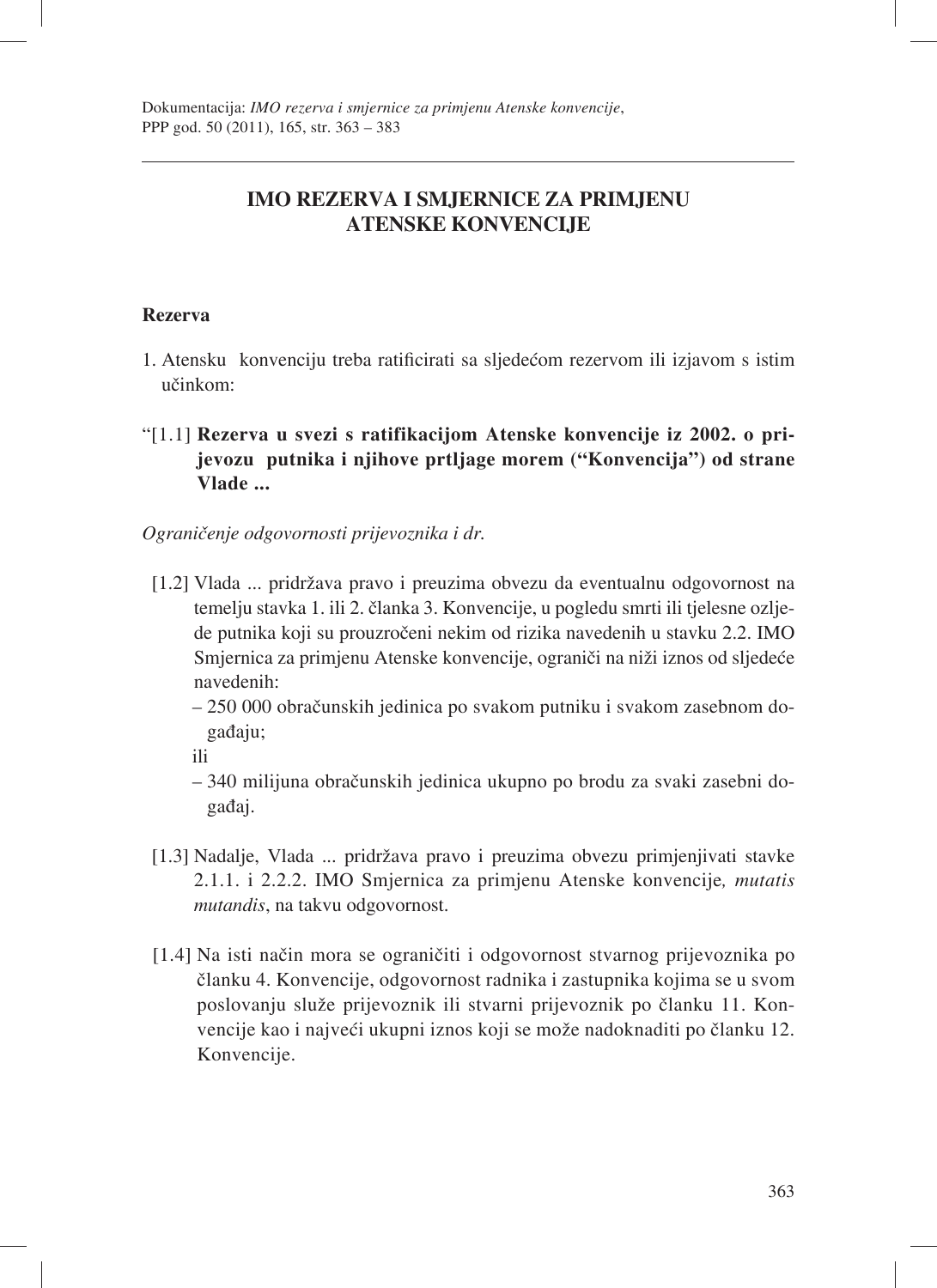# IMO REZERVA I SMJERNICE ZA PRIMJENU ATENSKE KONVENCIJE

## Rezerva

1. Atensku konvenciju treba ratificirati sa sljedećom rezervom ili izjavom s istim učinkom:

"[1.1] **Rezerva u svezi s ratifikacijom Atenske konvencije iz 2002. o prijevozu putnika i njihove prtljage morem ("Konvencija") od strane Vlade ...**

*Ograničenje odgovornosti prijevoznika i dr.*

[1.2] Vlada ... pridržava pravo i preuzima obvezu da eventualnu odgovornost na temelju stavka 1. ili 2. članka 3. Konvencije, u pogledu smrti ili tjelesne ozljede putnika koji su prouzročeni nekim od rizika navedenih u stavku 2.2. IMO Smjernica za primjenu Atenske konvencije, ograniči na niži iznos od sljedeće navedenih:

– 250 000 obračunskih jedinica po svakom putniku i svakom zasebnom događaju;

ili

– 340 milijuna obračunskih jedinica ukupno po brodu za svaki zasebni događaj.

[1.3] Nadalje, Vlada ... pridržava pravo i preuzima obvezu primjenjivati stavke 2.1.1. i 2.2.2. IMO Smjernica za primjenu Atenske konvencije*, mutatis mutandis*, na takvu odgovornost.

[1.4] Na isti način mora se ograničiti i odgovornost stvarnog prijevoznika po članku 4. Konvencije, odgovornost radnika i zastupnika kojima se u svom poslovanju služe prijevoznik ili stvarni prijevoznik po članku 11. Konvencije kao i najveći ukupni iznos koji se može nadoknaditi po članku 12. Konvencije.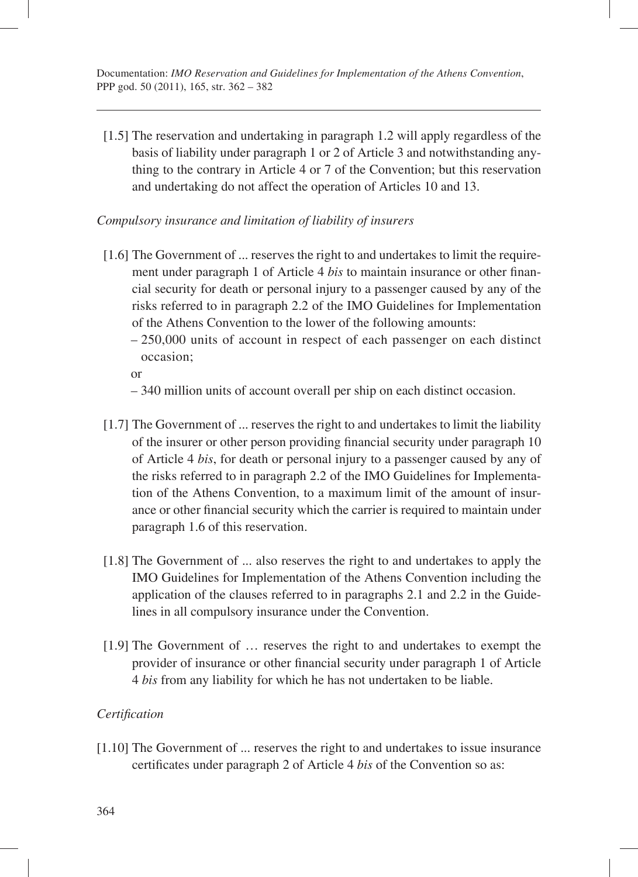[1.5] The reservation and undertaking in paragraph 1.2 will apply regardless of the basis of liability under paragraph 1 or 2 of Article 3 and notwithstanding anything to the contrary in Article 4 or 7 of the Convention; but this reservation and undertaking do not affect the operation of Articles 10 and 13.

*Compulsory insurance and limitation of liability of insurers*

[1.6] The Government of ... reserves the right to and undertakes to limit the requirement under paragraph 1 of Article 4 *bis* to maintain insurance or other financial security for death or personal injury to a passenger caused by any of the risks referred to in paragraph 2.2 of the IMO Guidelines for Implementation of the Athens Convention to the lower of the following amounts:

– 250,000 units of account in respect of each passenger on each distinct occasion;

or

– 340 million units of account overall per ship on each distinct occasion.

[1.7] The Government of ... reserves the right to and undertakes to limit the liability of the insurer or other person providing financial security under paragraph 10 of Article 4 *bis*, for death or personal injury to a passenger caused by any of the risks referred to in paragraph 2.2 of the IMO Guidelines for Implementation of the Athens Convention, to a maximum limit of the amount of insurance or other financial security which the carrier is required to maintain under paragraph 1.6 of this reservation.

[1.8] The Government of ... also reserves the right to and undertakes to apply the IMO Guidelines for Implementation of the Athens Convention including the application of the clauses referred to in paragraphs 2.1 and 2.2 in the Guidelines in all compulsory insurance under the Convention.

[1.9] The Government of … reserves the right to and undertakes to exempt the provider of insurance or other financial security under paragraph 1 of Article 4 *bis* from any liability for which he has not undertaken to be liable.

*Certification*

[1.10] The Government of ... reserves the right to and undertakes to issue insurance certificates under paragraph 2 of Article 4 *bis* of the Convention so as: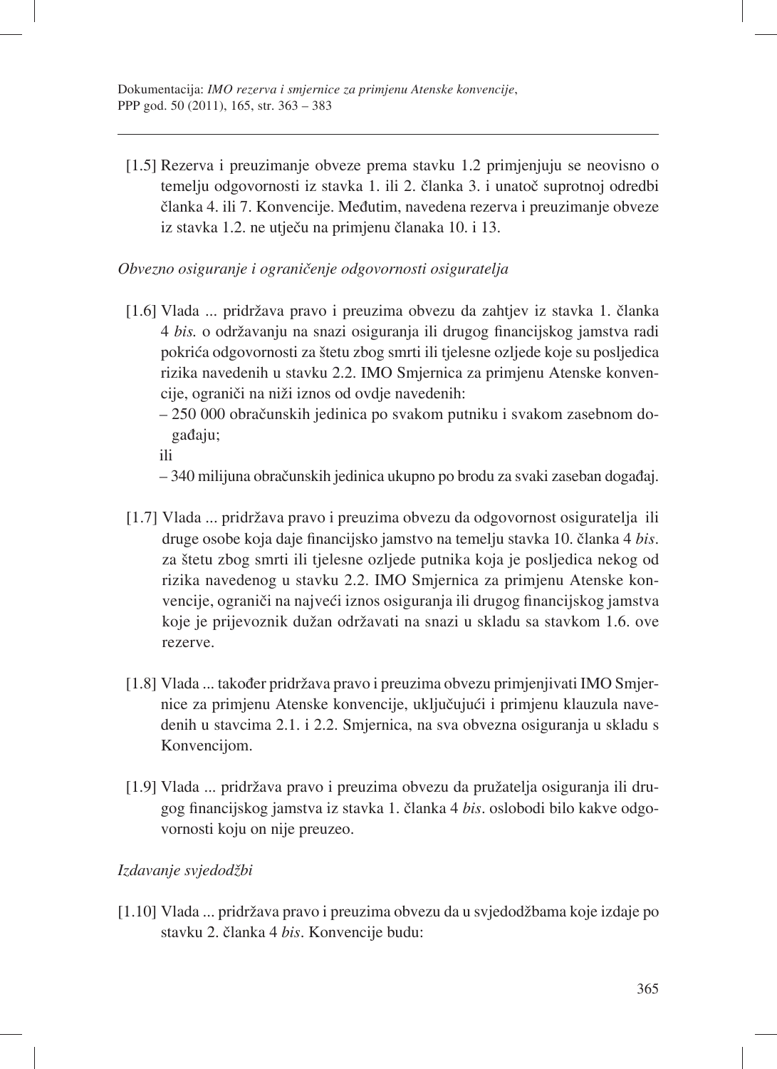[1.5] Rezerva i preuzimanje obveze prema stavku 1.2 primjenjuju se neovisno o temelju odgovornosti iz stavka 1. ili 2. članka 3. i unatoč suprotnoj odredbi članka 4. ili 7. Konvencije. Međutim, navedena rezerva i preuzimanje obveze iz stavka 1.2. ne utječu na primjenu članaka 10. i 13.

*Obvezno osiguranje i ograničenje odgovornosti osiguratelja*

[1.6] Vlada ... pridržava pravo i preuzima obvezu da zahtjev iz stavka 1. članka 4 *bis.* o održavanju na snazi osiguranja ili drugog financijskog jamstva radi pokrića odgovornosti za štetu zbog smrti ili tjelesne ozljede koje su posljedica rizika navedenih u stavku 2.2. IMO Smjernica za primjenu Atenske konvencije, ograniči na niži iznos od ovdje navedenih:

– 250 000 obračunskih jedinica po svakom putniku i svakom zasebnom događaju;

ili

– 340 milijuna obračunskih jedinica ukupno po brodu za svaki zaseban događaj.

[1.7] Vlada ... pridržava pravo i preuzima obvezu da odgovornost osiguratelja ili druge osobe koja daje financijsko jamstvo na temelju stavka 10. članka 4 *bis*. za štetu zbog smrti ili tjelesne ozljede putnika koja je posljedica nekog od rizika navedenog u stavku 2.2. IMO Smjernica za primjenu Atenske konvencije, ograniči na najveći iznos osiguranja ili drugog financijskog jamstva koje je prijevoznik dužan održavati na snazi u skladu sa stavkom 1.6. ove rezerve.

[1.8] Vlada ... također pridržava pravo i preuzima obvezu primjenjivati IMO Smjernice za primjenu Atenske konvencije, uključujući i primjenu klauzula navedenih u stavcima 2.1. i 2.2. Smjernica, na sva obvezna osiguranja u skladu s Konvencijom.

[1.9] Vlada ... pridržava pravo i preuzima obvezu da pružatelja osiguranja ili drugog financijskog jamstva iz stavka 1. članka 4 *bis*. oslobodi bilo kakve odgovornosti koju on nije preuzeo.

*Izdavanje svjedodžbi*

[1.10] Vlada ... pridržava pravo i preuzima obvezu da u svjedodžbama koje izdaje po stavku 2. članka 4 *bis*. Konvencije budu: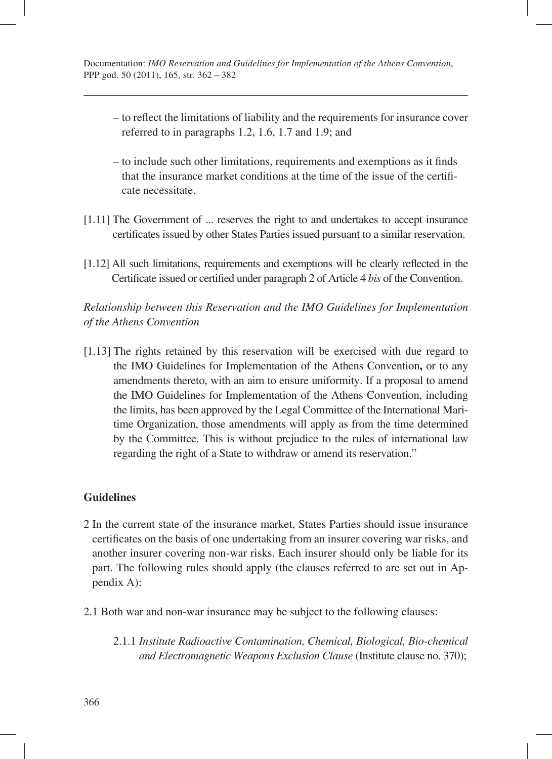– to reflect the limitations of liability and the requirements for insurance cover referred to in paragraphs 1.2, 1.6, 1.7 and 1.9; and

– to include such other limitations, requirements and exemptions as it finds that the insurance market conditions at the time of the issue of the certificate necessitate.

[1.11] The Government of ... reserves the right to and undertakes to accept insurance certificates issued by other States Parties issued pursuant to a similar reservation.

[1.12] All such limitations, requirements and exemptions will be clearly reflected in the Certificate issued or certified under paragraph 2 of Article 4 *bis* of the Convention.

*Relationship between this Reservation and the IMO Guidelines for Implementation of the Athens Convention*

[1.13] The rights retained by this reservation will be exercised with due regard to the IMO Guidelines for Implementation of the Athens Convention**,** or to any amendments thereto, with an aim to ensure uniformity. If a proposal to amend the IMO Guidelines for Implementation of the Athens Convention, including the limits, has been approved by the Legal Committee of the International Maritime Organization, those amendments will apply as from the time determined by the Committee. This is without prejudice to the rules of international law regarding the right of a State to withdraw or amend its reservation."

**Guidelines**

2 In the current state of the insurance market, States Parties should issue insurance certificates on the basis of one undertaking from an insurer covering war risks, and another insurer covering non-war risks. Each insurer should only be liable for its part. The following rules should apply (the clauses referred to are set out in Appendix A):

2.1 Both war and non-war insurance may be subject to the following clauses:

2.1.1 *Institute Radioactive Contamination, Chemical, Biological, Bio-chemical and Electromagnetic Weapons Exclusion Clause* (Institute clause no. 370);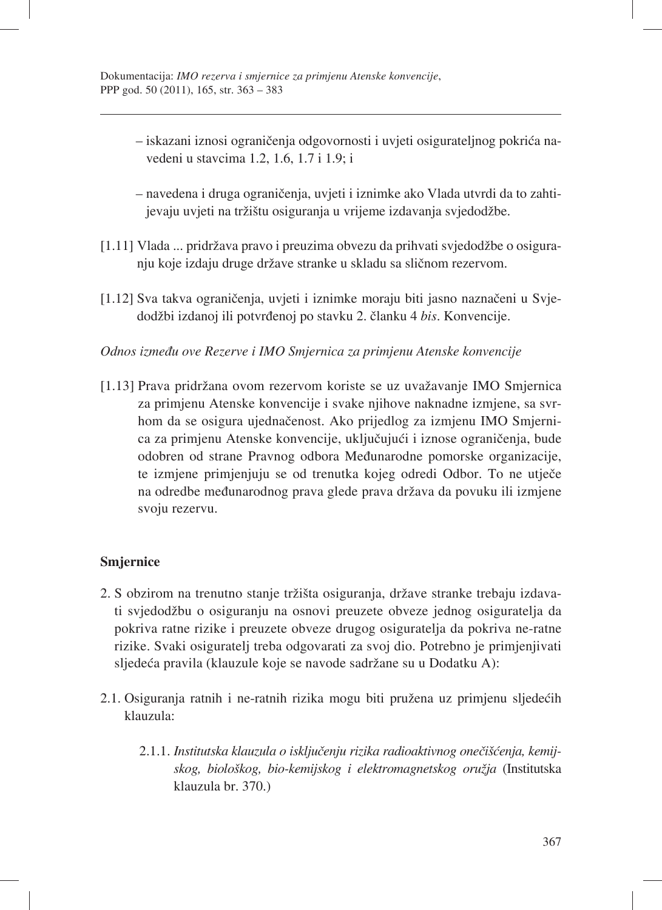– iskazani iznosi ograničenja odgovornosti i uvjeti osigurateljnog pokrića navedeni u stavcima 1.2, 1.6, 1.7 i 1.9; i

– navedena i druga ograničenja, uvjeti i iznimke ako Vlada utvrdi da to zahtijevaju uvjeti na tržištu osiguranja u vrijeme izdavanja svjedodžbe.

[1.11] Vlada ... pridržava pravo i preuzima obvezu da prihvati svjedodžbe o osiguranju koje izdaju druge države stranke u skladu sa sličnom rezervom.

[1.12] Sva takva ograničenja, uvjeti i iznimke moraju biti jasno naznačeni u Svjedodžbi izdanoj ili potvrđenoj po stavku 2. članku 4 *bis*. Konvencije.

*Odnos između ove Rezerve i IMO Smjernica za primjenu Atenske konvencije*

[1.13] Prava pridržana ovom rezervom koriste se uz uvažavanje IMO Smjernica za primjenu Atenske konvencije i svake njihove naknadne izmjene, sa svrhom da se osigura ujednačenost. Ako prijedlog za izmjenu IMO Smjernica za primjenu Atenske konvencije, uključujući i iznose ograničenja, bude odobren od strane Pravnog odbora Međunarodne pomorske organizacije, te izmjene primjenjuju se od trenutka kojeg odredi Odbor. To ne utječe na odredbe međunarodnog prava glede prava država da povuku ili izmjene svoju rezervu.

## Smjernice

2. S obzirom na trenutno stanje tržišta osiguranja, države stranke trebaju izdavati svjedodžbu o osiguranju na osnovi preuzete obveze jednog osiguratelja da pokriva ratne rizike i preuzete obveze drugog osiguratelja da pokriva ne-ratne rizike. Svaki osiguratelj treba odgovarati za svoj dio. Potrebno je primjenjivati sljedeća pravila (klauzule koje se navode sadržane su u Dodatku A):

2.1. Osiguranja ratnih i ne-ratnih rizika mogu biti pružena uz primjenu sljedećih klauzula:

2.1.1. *Institutska klauzula o isključenju rizika radioaktivnog onečišćenja, kemijskog, biološkog, bio-kemijskog i elektromagnetskog oružja* (Institutska klauzula br. 370.)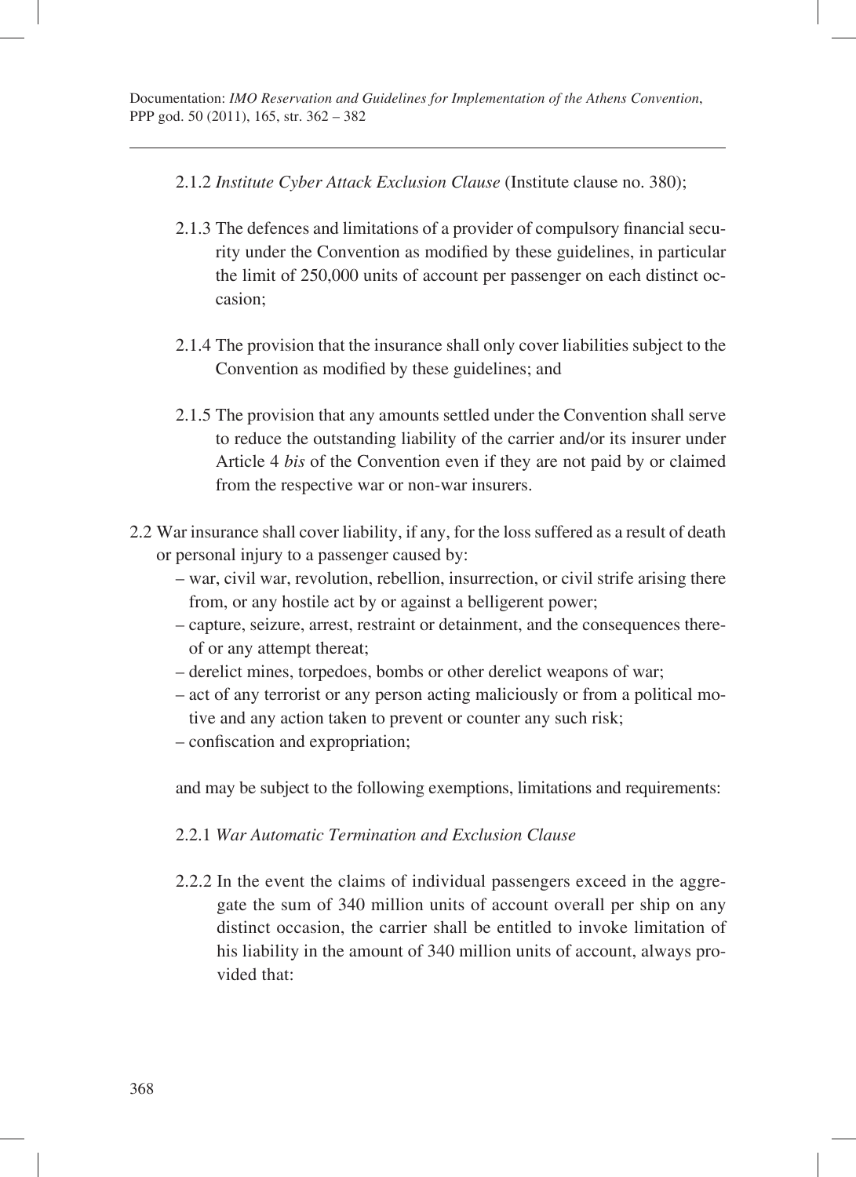2.1.2 *Institute Cyber Attack Exclusion Clause* (Institute clause no. 380);

2.1.3 The defences and limitations of a provider of compulsory financial security under the Convention as modified by these guidelines, in particular the limit of 250,000 units of account per passenger on each distinct occasion;

2.1.4 The provision that the insurance shall only cover liabilities subject to the Convention as modified by these guidelines; and

2.1.5 The provision that any amounts settled under the Convention shall serve to reduce the outstanding liability of the carrier and/or its insurer under Article 4 *bis* of the Convention even if they are not paid by or claimed from the respective war or non-war insurers.

2.2 War insurance shall cover liability, if any, for the loss suffered as a result of death or personal injury to a passenger caused by:

- war, civil war, revolution, rebellion, insurrection, or civil strife arising there from, or any hostile act by or against a belligerent power;
- capture, seizure, arrest, restraint or detainment, and the consequences thereof or any attempt thereat;
- derelict mines, torpedoes, bombs or other derelict weapons of war;
- act of any terrorist or any person acting maliciously or from a political motive and any action taken to prevent or counter any such risk;
- confiscation and expropriation;

and may be subject to the following exemptions, limitations and requirements:

2.2.1 *War Automatic Termination and Exclusion Clause*

2.2.2 In the event the claims of individual passengers exceed in the aggregate the sum of 340 million units of account overall per ship on any distinct occasion, the carrier shall be entitled to invoke limitation of his liability in the amount of 340 million units of account, always provided that: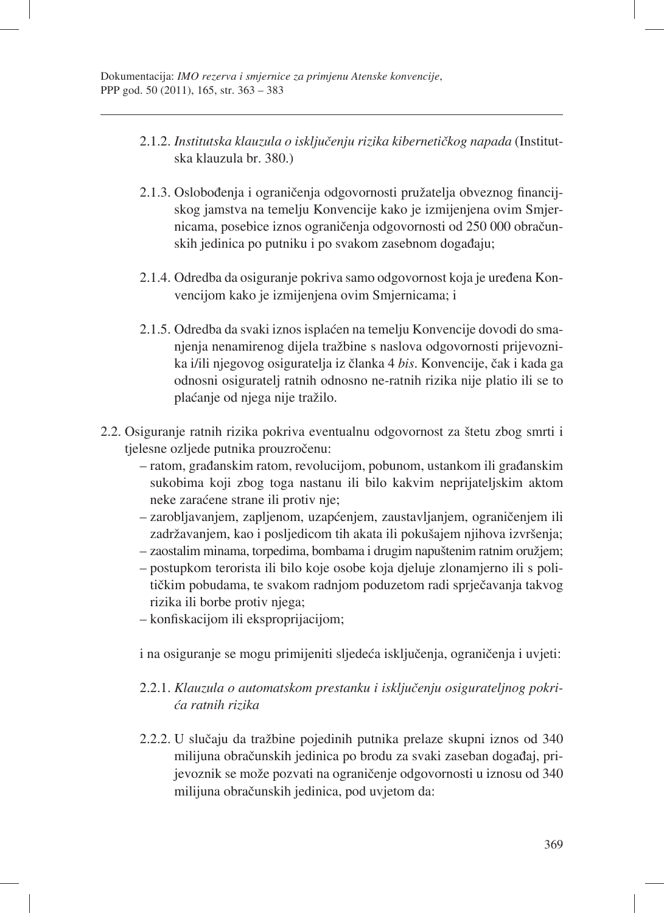2.1.2. *Institutska klauzula o isključenju rizika kibernetičkog napada* (Institutska klauzula br. 380.)

2.1.3. Oslobođenja i ograničenja odgovornosti pružatelja obveznog financijskog jamstva na temelju Konvencije kako je izmijenjena ovim Smjernicama, posebice iznos ograničenja odgovornosti od 250 000 obračunskih jedinica po putniku i po svakom zasebnom događaju;

2.1.4. Odredba da osiguranje pokriva samo odgovornost koja je uređena Konvencijom kako je izmijenjena ovim Smjernicama; i

2.1.5. Odredba da svaki iznos isplaćen na temelju Konvencije dovodi do smanjenja nenamirenog dijela tražbine s naslova odgovornosti prijevoznika i/ili njegovog osiguratelja iz članka 4 *bis*. Konvencije, čak i kada ga odnosni osiguratelj ratnih odnosno ne-ratnih rizika nije platio ili se to plaćanje od njega nije tražilo.

2.2. Osiguranje ratnih rizika pokriva eventualnu odgovornost za štetu zbog smrti i tjelesne ozljede putnika prouzročenu:

- ratom, građanskim ratom, revolucijom, pobunom, ustankom ili građanskim sukobima koji zbog toga nastanu ili bilo kakvim neprijateljskim aktom neke zaraćene strane ili protiv nje;
- zarobljavanjem, zapljenom, uzapćenjem, zaustavljanjem, ograničenjem ili zadržavanjem, kao i posljedicom tih akata ili pokušajem njihova izvršenja;
- zaostalim minama, torpedima, bombama i drugim napuštenim ratnim oružjem;
- postupkom terorista ili bilo koje osobe koja djeluje zlonamjerno ili s političkim pobudama, te svakom radnjom poduzetom radi sprječavanja takvog rizika ili borbe protiv njega;
- konfiskacijom ili eksproprijacijom;

i na osiguranje se mogu primijeniti sljedeća isključenja, ograničenja i uvjeti:

2.2.1. *Klauzula o automatskom prestanku i isključenju osigurateljnog pokrića ratnih rizika*

2.2.2. U slučaju da tražbine pojedinih putnika prelaze skupni iznos od 340 milijuna obračunskih jedinica po brodu za svaki zaseban događaj, prijevoznik se može pozvati na ograničenje odgovornosti u iznosu od 340 milijuna obračunskih jedinica, pod uvjetom da: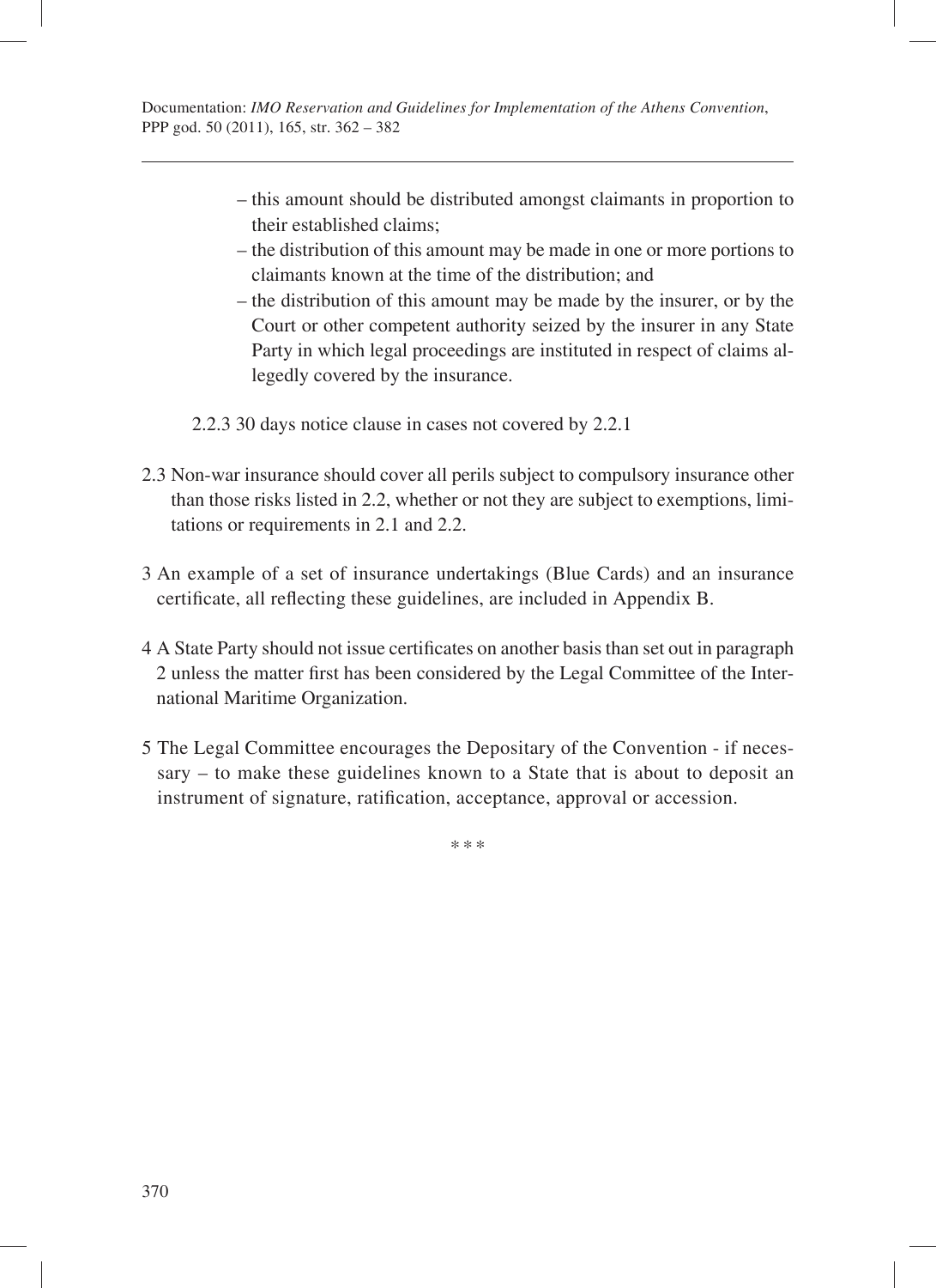– this amount should be distributed amongst claimants in proportion to their established claims;
– the distribution of this amount may be made in one or more portions to claimants known at the time of the distribution; and
– the distribution of this amount may be made by the insurer, or by the Court or other competent authority seized by the insurer in any State Party in which legal proceedings are instituted in respect of claims allegedly covered by the insurance.

2.2.3 30 days notice clause in cases not covered by 2.2.1

2.3 Non-war insurance should cover all perils subject to compulsory insurance other than those risks listed in 2.2, whether or not they are subject to exemptions, limitations or requirements in 2.1 and 2.2.

3 An example of a set of insurance undertakings (Blue Cards) and an insurance certificate, all reflecting these guidelines, are included in Appendix B.

4 A State Party should not issue certificates on another basis than set out in paragraph 2 unless the matter first has been considered by the Legal Committee of the International Maritime Organization.

5 The Legal Committee encourages the Depositary of the Convention - if necessary – to make these guidelines known to a State that is about to deposit an instrument of signature, ratification, acceptance, approval or accession.

* * *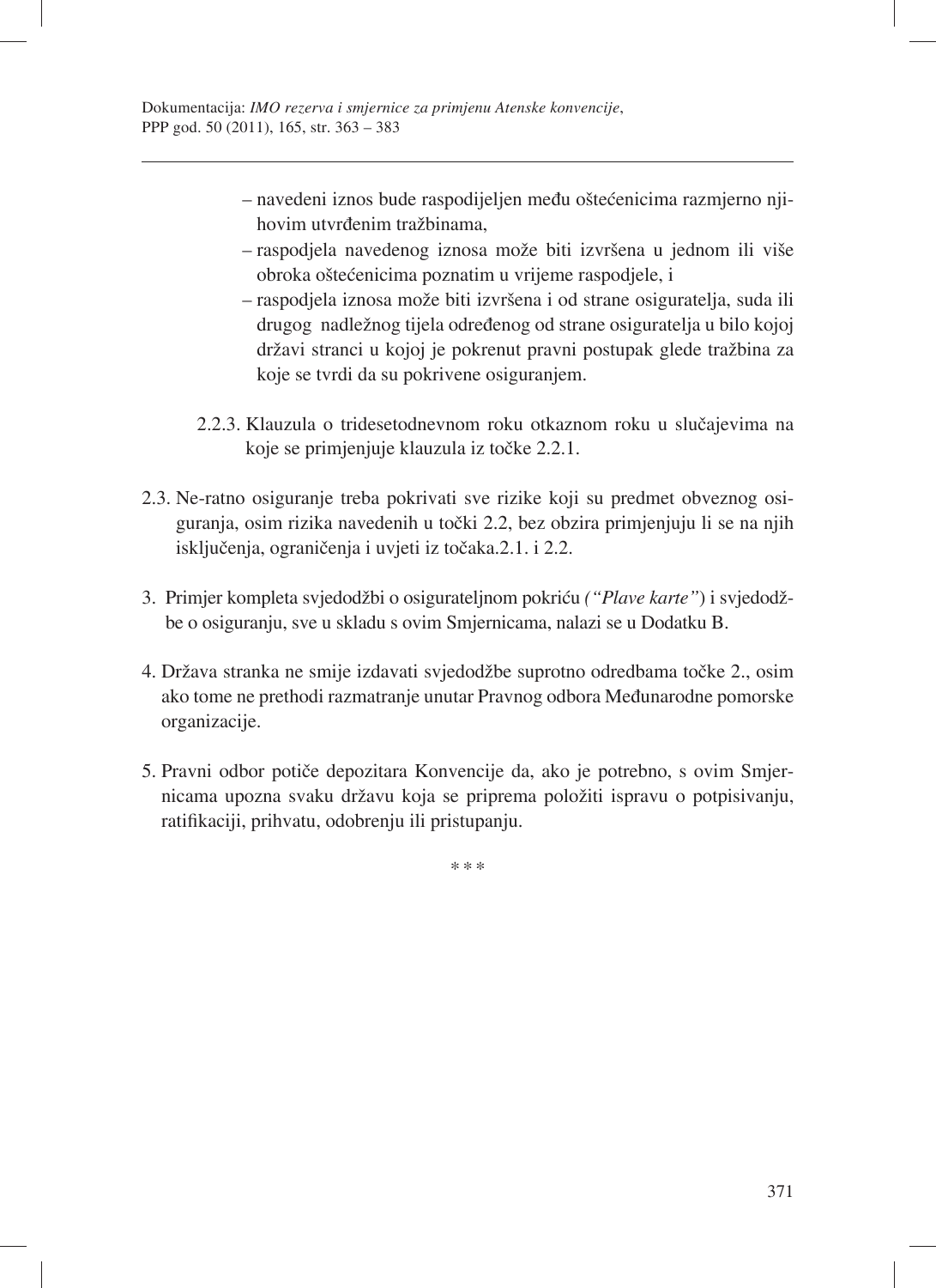- navedeni iznos bude raspodijeljen među oštećenicima razmjerno njihovim utvrđenim tražbinama,
- raspodjela navedenog iznosa može biti izvršena u jednom ili više obroka oštećenicima poznatim u vrijeme raspodjele, i
- raspodjela iznosa može biti izvršena i od strane osiguratelja, suda ili drugog nadležnog tijela određenog od strane osiguratelja u bilo kojoj državi stranci u kojoj je pokrenut pravni postupak glede tražbina za koje se tvrdi da su pokrivene osiguranjem.

2.2.3. Klauzula o tridesetodnevnom roku otkaznom roku u slučajevima na koje se primjenjuje klauzula iz točke 2.2.1.

2.3. Ne-ratno osiguranje treba pokrivati sve rizike koji su predmet obveznog osiguranja, osim rizika navedenih u točki 2.2, bez obzira primjenjuju li se na njih isključenja, ograničenja i uvjeti iz točaka.2.1. i 2.2.

3. Primjer kompleta svjedodžbi o osigurateljnom pokriću *("Plave karte"*) i svjedodžbe o osiguranju, sve u skladu s ovim Smjernicama, nalazi se u Dodatku B.

4. Država stranka ne smije izdavati svjedodžbe suprotno odredbama točke 2., osim ako tome ne prethodi razmatranje unutar Pravnog odbora Međunarodne pomorske organizacije.

5. Pravni odbor potiče depozitara Konvencije da, ako je potrebno, s ovim Smjernicama upozna svaku državu koja se priprema položiti ispravu o potpisivanju, ratifikaciji, prihvatu, odobrenju ili pristupanju.

\* \* \*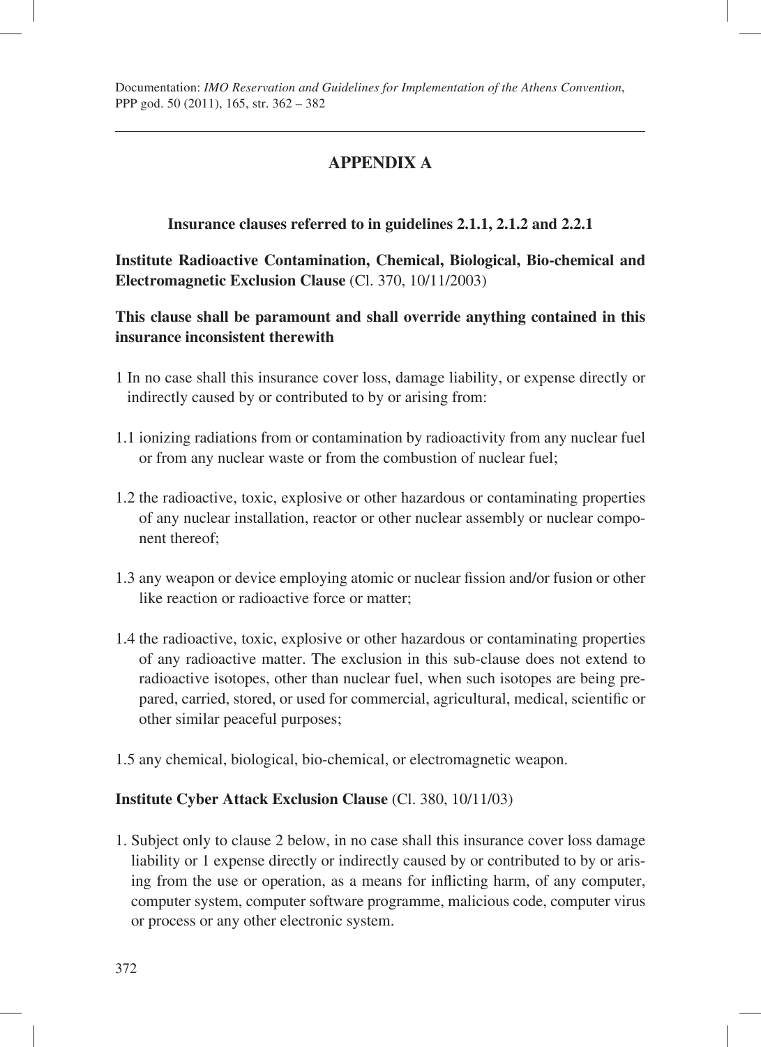## APPENDIX A

**Insurance clauses referred to in guidelines 2.1.1, 2.1.2 and 2.2.1**

**Institute Radioactive Contamination, Chemical, Biological, Bio-chemical and Electromagnetic Exclusion Clause** (Cl. 370, 10/11/2003)

**This clause shall be paramount and shall override anything contained in this insurance inconsistent therewith**

1 In no case shall this insurance cover loss, damage liability, or expense directly or indirectly caused by or contributed to by or arising from:

1.1 ionizing radiations from or contamination by radioactivity from any nuclear fuel or from any nuclear waste or from the combustion of nuclear fuel;

1.2 the radioactive, toxic, explosive or other hazardous or contaminating properties of any nuclear installation, reactor or other nuclear assembly or nuclear component thereof;

1.3 any weapon or device employing atomic or nuclear fission and/or fusion or other like reaction or radioactive force or matter;

1.4 the radioactive, toxic, explosive or other hazardous or contaminating properties of any radioactive matter. The exclusion in this sub-clause does not extend to radioactive isotopes, other than nuclear fuel, when such isotopes are being prepared, carried, stored, or used for commercial, agricultural, medical, scientific or other similar peaceful purposes;

1.5 any chemical, biological, bio-chemical, or electromagnetic weapon.

**Institute Cyber Attack Exclusion Clause** (Cl. 380, 10/11/03)

1. Subject only to clause 2 below, in no case shall this insurance cover loss damage liability or 1 expense directly or indirectly caused by or contributed to by or arising from the use or operation, as a means for inflicting harm, of any computer, computer system, computer software programme, malicious code, computer virus or process or any other electronic system.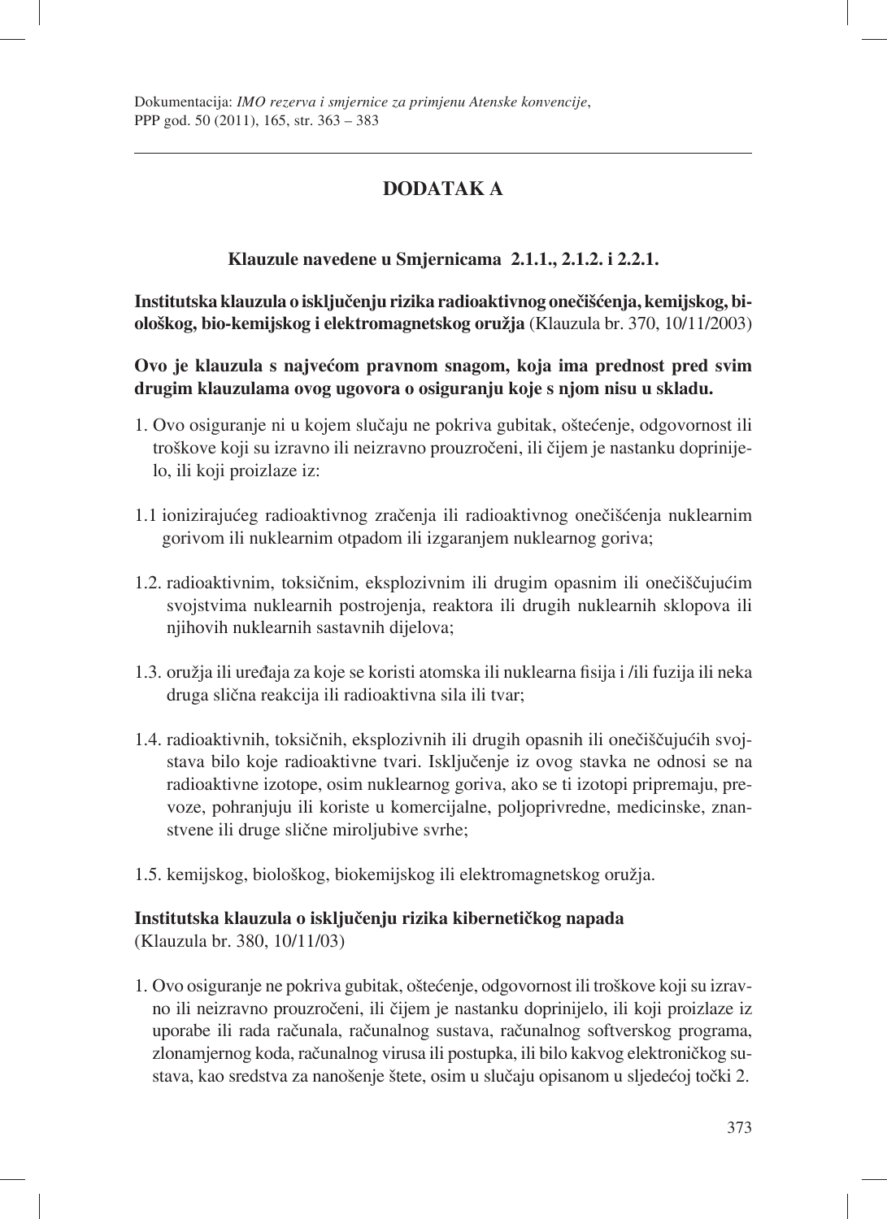## DODATAK A

**Klauzule navedene u Smjernicama 2.1.1., 2.1.2. i 2.2.1.**

**Institutska klauzula o isključenju rizika radioaktivnog onečišćenja, kemijskog, biološkog, bio-kemijskog i elektromagnetskog oružja** (Klauzula br. 370, 10/11/2003)

**Ovo je klauzula s najvećom pravnom snagom, koja ima prednost pred svim drugim klauzulama ovog ugovora o osiguranju koje s njom nisu u skladu.**

1. Ovo osiguranje ni u kojem slučaju ne pokriva gubitak, oštećenje, odgovornost ili troškove koji su izravno ili neizravno prouzročeni, ili čijem je nastanku doprinijelo, ili koji proizlaze iz:

1.1 ionizirajućeg radioaktivnog zračenja ili radioaktivnog onečišćenja nuklearnim gorivom ili nuklearnim otpadom ili izgaranjem nuklearnog goriva;

1.2. radioaktivnim, toksičnim, eksplozivnim ili drugim opasnim ili onečišćujućim svojstvima nuklearnih postrojenja, reaktora ili drugih nuklearnih sklopova ili njihovih nuklearnih sastavnih dijelova;

1.3. oružja ili uređaja za koje se koristi atomska ili nuklearna fisija i /ili fuzija ili neka druga slična reakcija ili radioaktivna sila ili tvar;

1.4. radioaktivnih, toksičnih, eksplozivnih ili drugih opasnih ili onečišćujućih svojstava bilo koje radioaktivne tvari. Isključenje iz ovog stavka ne odnosi se na radioaktivne izotope, osim nuklearnog goriva, ako se ti izotopi pripremaju, prevoze, pohranjuju ili koriste u komercijalne, poljoprivredne, medicinske, znanstvene ili druge slične miroljubive svrhe;

1.5. kemijskog, biološkog, biokemijskog ili elektromagnetskog oružja.

**Institutska klauzula o isključenju rizika kibernetičkog napada**
(Klauzula br. 380, 10/11/03)

1. Ovo osiguranje ne pokriva gubitak, oštećenje, odgovornost ili troškove koji su izravno ili neizravno prouzročeni, ili čijem je nastanku doprinijelo, ili koji proizlaze iz uporabe ili rada računala, računalnog sustava, računalnog softverskog programa, zlonamjernog koda, računalnog virusa ili postupka, ili bilo kakvog elektroničkog sustava, kao sredstva za nanošenje štete, osim u slučaju opisanom u sljedećoj točki 2.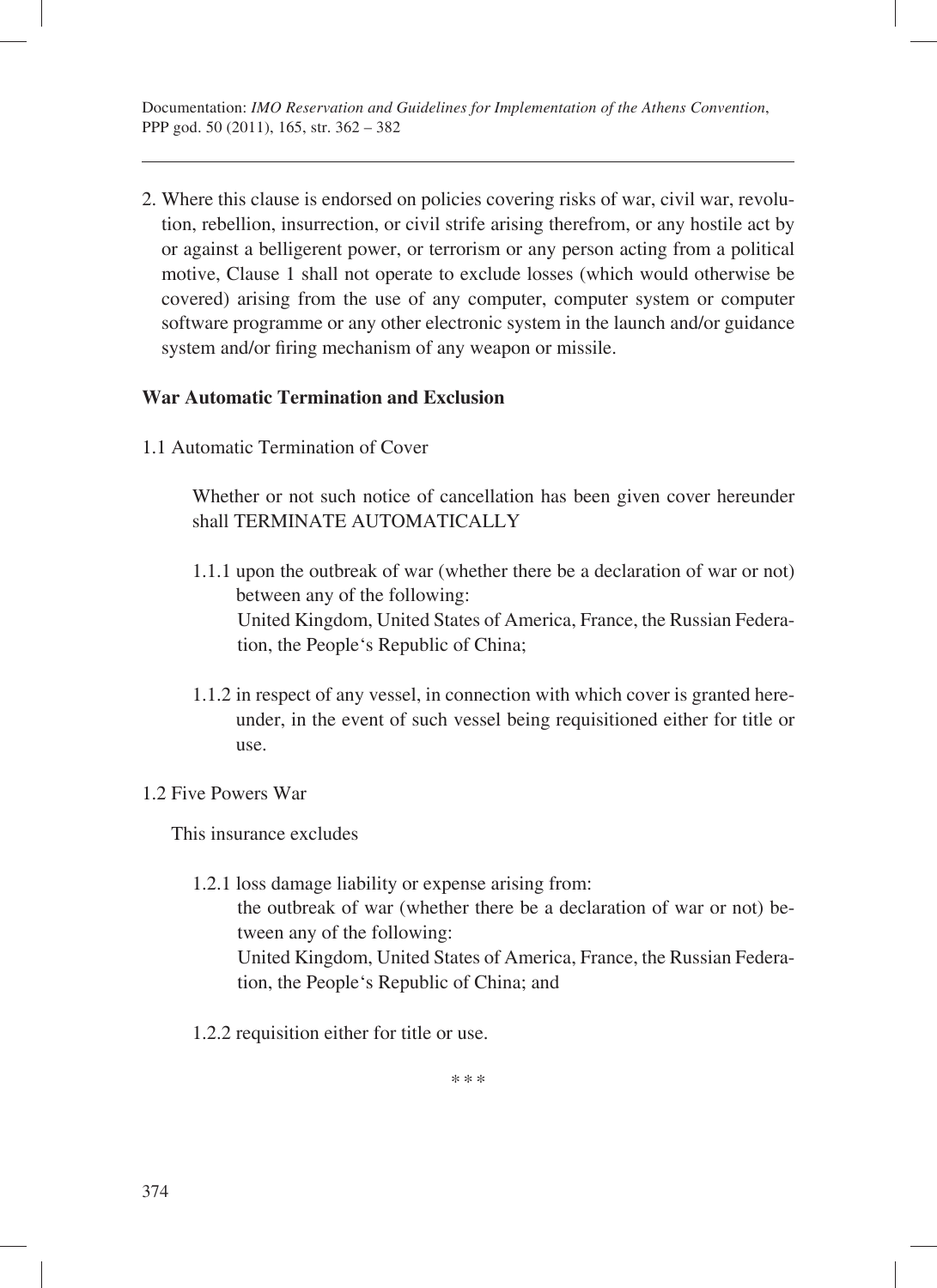2. Where this clause is endorsed on policies covering risks of war, civil war, revolution, rebellion, insurrection, or civil strife arising therefrom, or any hostile act by or against a belligerent power, or terrorism or any person acting from a political motive, Clause 1 shall not operate to exclude losses (which would otherwise be covered) arising from the use of any computer, computer system or computer software programme or any other electronic system in the launch and/or guidance system and/or firing mechanism of any weapon or missile.

**War Automatic Termination and Exclusion**

1.1 Automatic Termination of Cover

Whether or not such notice of cancellation has been given cover hereunder shall TERMINATE AUTOMATICALLY

1.1.1 upon the outbreak of war (whether there be a declaration of war or not) between any of the following:
United Kingdom, United States of America, France, the Russian Federation, the People's Republic of China;

1.1.2 in respect of any vessel, in connection with which cover is granted hereunder, in the event of such vessel being requisitioned either for title or use.

1.2 Five Powers War

This insurance excludes

1.2.1 loss damage liability or expense arising from:
the outbreak of war (whether there be a declaration of war or not) between any of the following:
United Kingdom, United States of America, France, the Russian Federation, the People's Republic of China; and

1.2.2 requisition either for title or use.

\* \* \*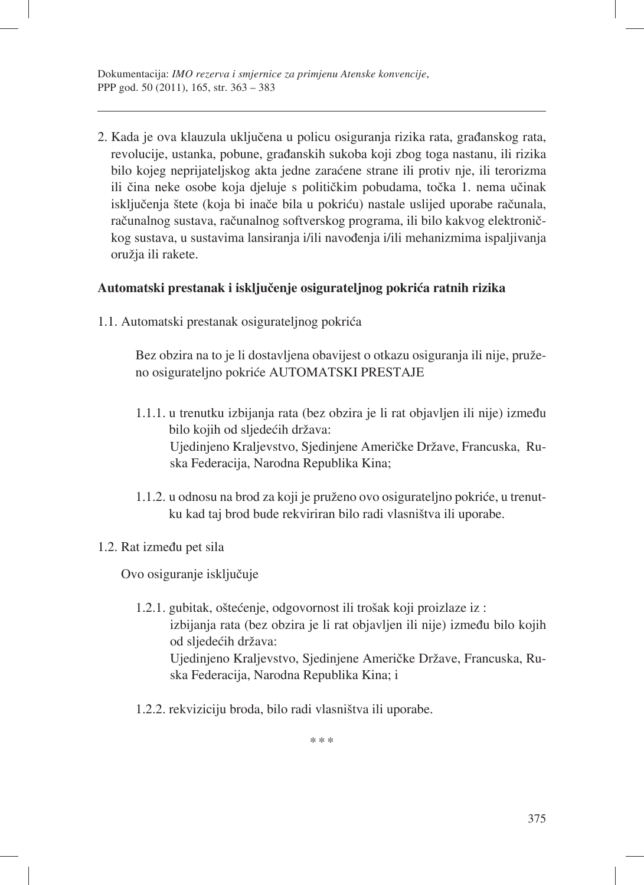2. Kada je ova klauzula uključena u policu osiguranja rizika rata, građanskog rata, revolucije, ustanka, pobune, građanskih sukoba koji zbog toga nastanu, ili rizika bilo kojeg neprijateljskog akta jedne zaraćene strane ili protiv nje, ili terorizma ili čina neke osobe koja djeluje s političkim pobudama, točka 1. nema učinak isključenja štete (koja bi inače bila u pokriću) nastale uslijed uporabe računala, računalnog sustava, računalnog softverskog programa, ili bilo kakvog elektroničkog sustava, u sustavima lansiranja i/ili navođenja i/ili mehanizmima ispaljivanja oružja ili rakete.

**Automatski prestanak i isključenje osigurateljnog pokrića ratnih rizika**

1.1. Automatski prestanak osigurateljnog pokrića

Bez obzira na to je li dostavljena obavijest o otkazu osiguranja ili nije, pruženo osigurateljno pokriće AUTOMATSKI PRESTAJE

1.1.1. u trenutku izbijanja rata (bez obzira je li rat objavljen ili nije) između bilo kojih od sljedećih država:
Ujedinjeno Kraljevstvo, Sjedinjene Američke Države, Francuska, Ruska Federacija, Narodna Republika Kina;

1.1.2. u odnosu na brod za koji je pruženo ovo osigurateljno pokriće, u trenutku kad taj brod bude rekviriran bilo radi vlasništva ili uporabe.

1.2. Rat između pet sila

Ovo osiguranje isključuje

1.2.1. gubitak, oštećenje, odgovornost ili trošak koji proizlaze iz :
izbijanja rata (bez obzira je li rat objavljen ili nije) između bilo kojih od sljedećih država:
Ujedinjeno Kraljevstvo, Sjedinjene Američke Države, Francuska, Ruska Federacija, Narodna Republika Kina; i

1.2.2. rekviziciju broda, bilo radi vlasništva ili uporabe.

\* \* \*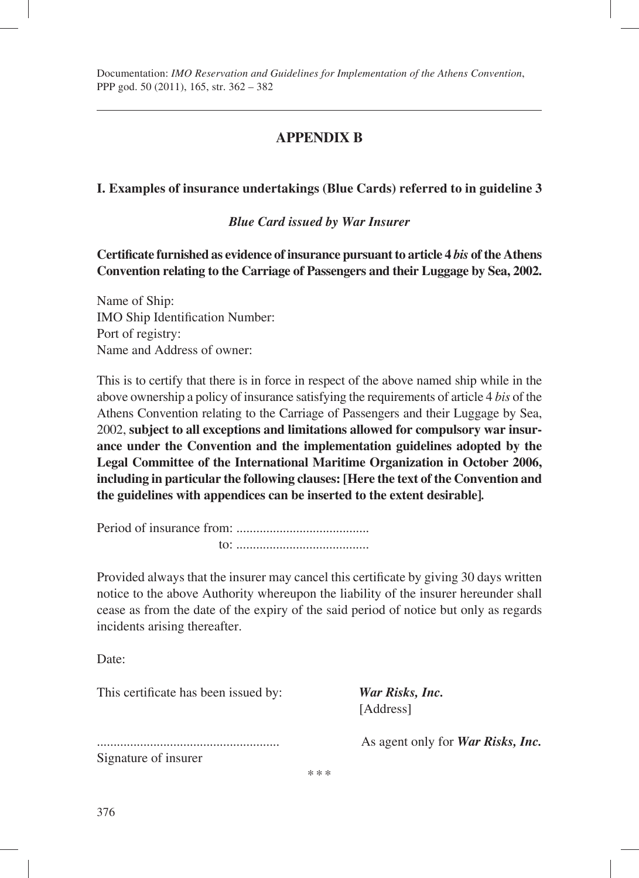## APPENDIX B

### I. Examples of insurance undertakings (Blue Cards) referred to in guideline 3

***Blue Card issued by War Insurer***

**Certificate furnished as evidence of insurance pursuant to article 4 *bis* of the Athens Convention relating to the Carriage of Passengers and their Luggage by Sea, 2002.**

Name of Ship:
IMO Ship Identification Number:
Port of registry:
Name and Address of owner:

This is to certify that there is in force in respect of the above named ship while in the above ownership a policy of insurance satisfying the requirements of article 4 *bis* of the Athens Convention relating to the Carriage of Passengers and their Luggage by Sea, 2002, **subject to all exceptions and limitations allowed for compulsory war insurance under the Convention and the implementation guidelines adopted by the Legal Committee of the International Maritime Organization in October 2006, including in particular the following clauses: [Here the text of the Convention and the guidelines with appendices can be inserted to the extent desirable].**

Period of insurance from: ........................................
to: ........................................

Provided always that the insurer may cancel this certificate by giving 30 days written notice to the above Authority whereupon the liability of the insurer hereunder shall cease as from the date of the expiry of the said period of notice but only as regards incidents arising thereafter.

Date:

This certificate has been issued by: ***War Risks, Inc.***
[Address]

.......................................................
Signature of insurer

As agent only for ***War Risks, Inc.***

\* \* \*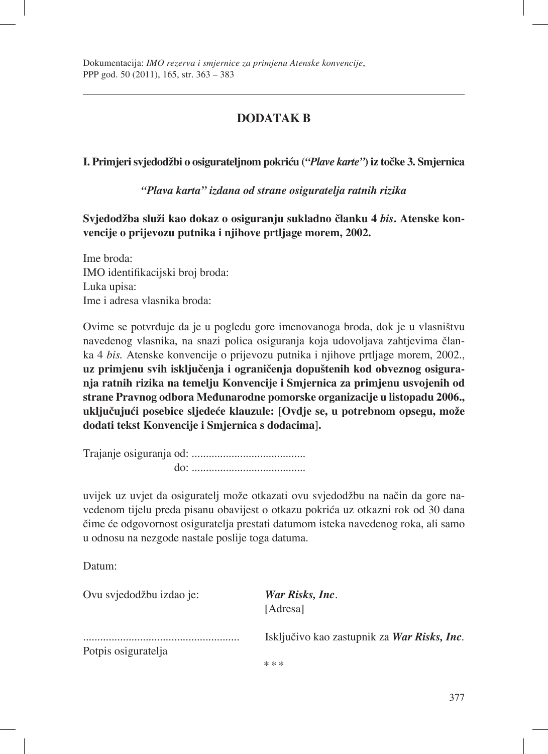## DODATAK B

### I. Primjeri svjedodžbi o osigurateljnom pokriću (*"Plave karte"*) iz točke 3. Smjernica

*"Plava karta" izdana od strane osiguratelja ratnih rizika*

**Svjedodžba služi kao dokaz o osiguranju sukladno članku 4 *bis*. Atenske konvencije o prijevozu putnika i njihove prtljage morem, 2002.**

Ime broda:
IMO identifikacijski broj broda:
Luka upisa:
Ime i adresa vlasnika broda:

Ovime se potvrđuje da je u pogledu gore imenovanoga broda, dok je u vlasništvu navedenog vlasnika, na snazi polica osiguranja koja udovoljava zahtjevima članka 4 *bis.* Atenske konvencije o prijevozu putnika i njihove prtljage morem, 2002., **uz primjenu svih isključenja i ograničenja dopuštenih kod obveznog osiguranja ratnih rizika na temelju Konvencije i Smjernica za primjenu usvojenih od strane Pravnog odbora Međunarodne pomorske organizacije u listopadu 2006., uključujući posebice sljedeće klauzule:** [**Ovdje se, u potrebnom opsegu, može dodati tekst Konvencije i Smjernica s dodacima**].

Trajanje osiguranja od: ........................................
do: ........................................

uvijek uz uvjet da osiguratelj može otkazati ovu svjedodžbu na način da gore navedenom tijelu preda pisanu obavijest o otkazu pokrića uz otkazni rok od 30 dana čime će odgovornost osiguratelja prestati datumom isteka navedenog roka, ali samo u odnosu na nezgode nastale poslije toga datuma.

Datum:

Ovu svjedodžbu izdao je: ***War Risks, Inc*.**
[Adresa]

....................................................... Isključivo kao zastupnik za ***War Risks, Inc*.**
Potpis osiguratelja

\* \* \*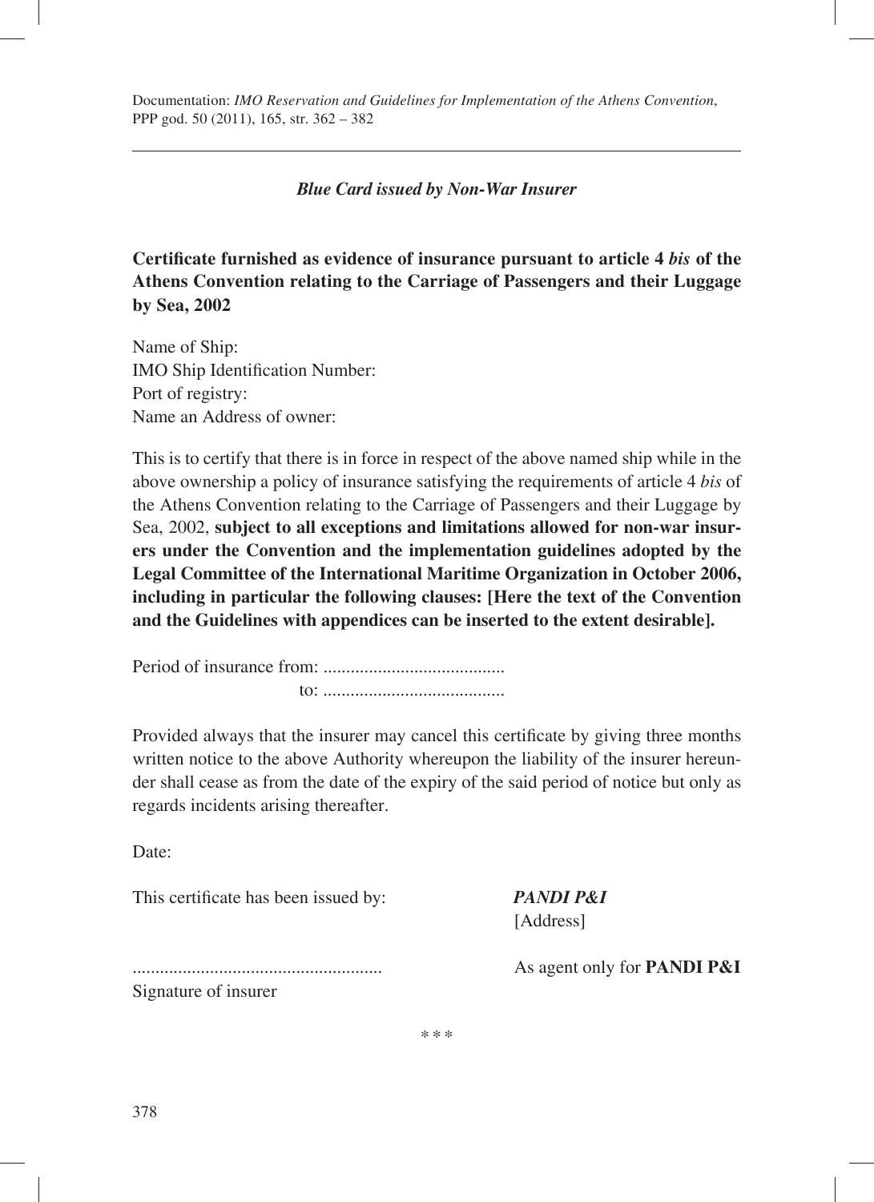***Blue Card issued by Non-War Insurer***

**Certificate furnished as evidence of insurance pursuant to article 4 *bis* of the Athens Convention relating to the Carriage of Passengers and their Luggage by Sea, 2002**

Name of Ship:
IMO Ship Identification Number:
Port of registry:
Name an Address of owner:

This is to certify that there is in force in respect of the above named ship while in the above ownership a policy of insurance satisfying the requirements of article 4 *bis* of the Athens Convention relating to the Carriage of Passengers and their Luggage by Sea, 2002, **subject to all exceptions and limitations allowed for non-war insurers under the Convention and the implementation guidelines adopted by the Legal Committee of the International Maritime Organization in October 2006, including in particular the following clauses: [Here the text of the Convention and the Guidelines with appendices can be inserted to the extent desirable].**

Period of insurance from: ........................................
to: ........................................

Provided always that the insurer may cancel this certificate by giving three months written notice to the above Authority whereupon the liability of the insurer hereunder shall cease as from the date of the expiry of the said period of notice but only as regards incidents arising thereafter.

Date:

This certificate has been issued by: ***PANDI P&I***
[Address]

...................................................... As agent only for **PANDI P&I**
Signature of insurer

\* \* \*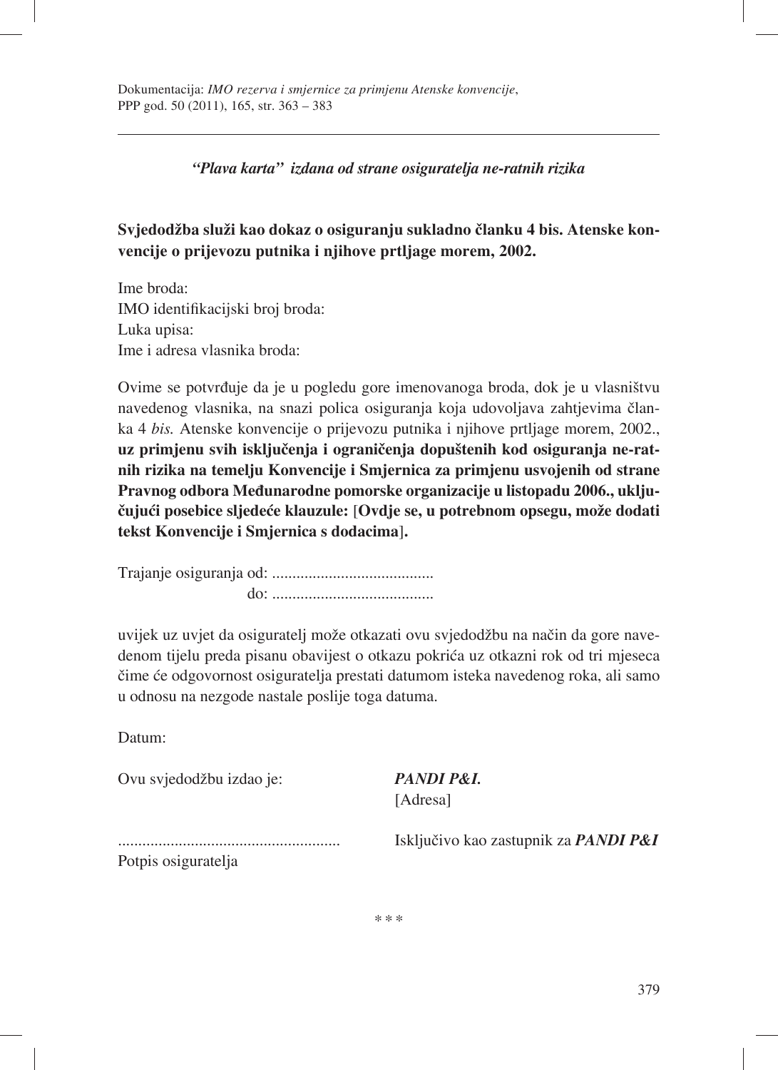*"Plava karta" izdana od strane osiguratelja ne-ratnih rizika*

**Svjedodžba služi kao dokaz o osiguranju sukladno članku 4 bis. Atenske konvencije o prijevozu putnika i njihove prtljage morem, 2002.**

Ime broda:
IMO identifikacijski broj broda:
Luka upisa:
Ime i adresa vlasnika broda:

Ovime se potvrđuje da je u pogledu gore imenovanoga broda, dok je u vlasništvu navedenog vlasnika, na snazi polica osiguranja koja udovoljava zahtjevima članka 4 *bis.* Atenske konvencije o prijevozu putnika i njihove prtljage morem, 2002., **uz primjenu svih isključenja i ograničenja dopuštenih kod osiguranja ne-ratnih rizika na temelju Konvencije i Smjernica za primjenu usvojenih od strane Pravnog odbora Međunarodne pomorske organizacije u listopadu 2006., uključujući posebice sljedeće klauzule:** [**Ovdje se, u potrebnom opsegu, može dodati tekst Konvencije i Smjernica s dodacima**].

Trajanje osiguranja od: ........................................
do: ........................................

uvijek uz uvjet da osiguratelj može otkazati ovu svjedodžbu na način da gore navedenom tijelu preda pisanu obavijest o otkazu pokrića uz otkazni rok od tri mjeseca čime će odgovornost osiguratelja prestati datumom isteka navedenog roka, ali samo u odnosu na nezgode nastale poslije toga datuma.

Datum:

Ovu svjedodžbu izdao je: ***PANDI P&I.***
[Adresa]

...................................................... Isključivo kao zastupnik za ***PANDI P&I***
Potpis osiguratelja

\* \* \*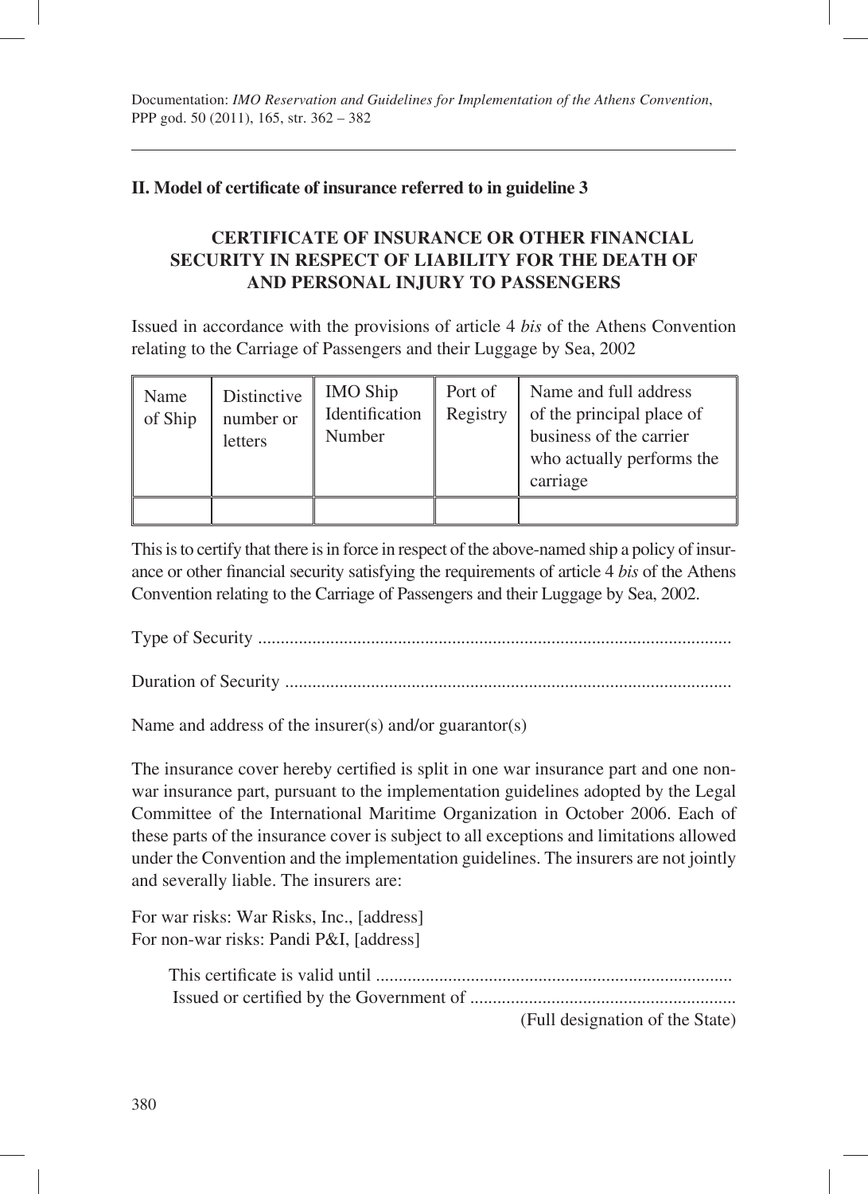## II. Model of certificate of insurance referred to in guideline 3

### CERTIFICATE OF INSURANCE OR OTHER FINANCIAL SECURITY IN RESPECT OF LIABILITY FOR THE DEATH OF AND PERSONAL INJURY TO PASSENGERS

Issued in accordance with the provisions of article 4 *bis* of the Athens Convention relating to the Carriage of Passengers and their Luggage by Sea, 2002

| Name of Ship | Distinctive number or letters | IMO Ship Identification Number | Port of Registry | Name and full address of the principal place of business of the carrier who actually performs the carriage |
|---|---|---|---|---|
| | | | | |

This is to certify that there is in force in respect of the above-named ship a policy of insurance or other financial security satisfying the requirements of article 4 *bis* of the Athens Convention relating to the Carriage of Passengers and their Luggage by Sea, 2002.

Type of Security ..........................................................................................................

Duration of Security ....................................................................................................

Name and address of the insurer(s) and/or guarantor(s)

The insurance cover hereby certified is split in one war insurance part and one non-war insurance part, pursuant to the implementation guidelines adopted by the Legal Committee of the International Maritime Organization in October 2006. Each of these parts of the insurance cover is subject to all exceptions and limitations allowed under the Convention and the implementation guidelines. The insurers are not jointly and severally liable. The insurers are:

For war risks: War Risks, Inc., [address]
For non-war risks: Pandi P&I, [address]

This certificate is valid until ..............................................................................

Issued or certified by the Government of ...........................................................

(Full designation of the State)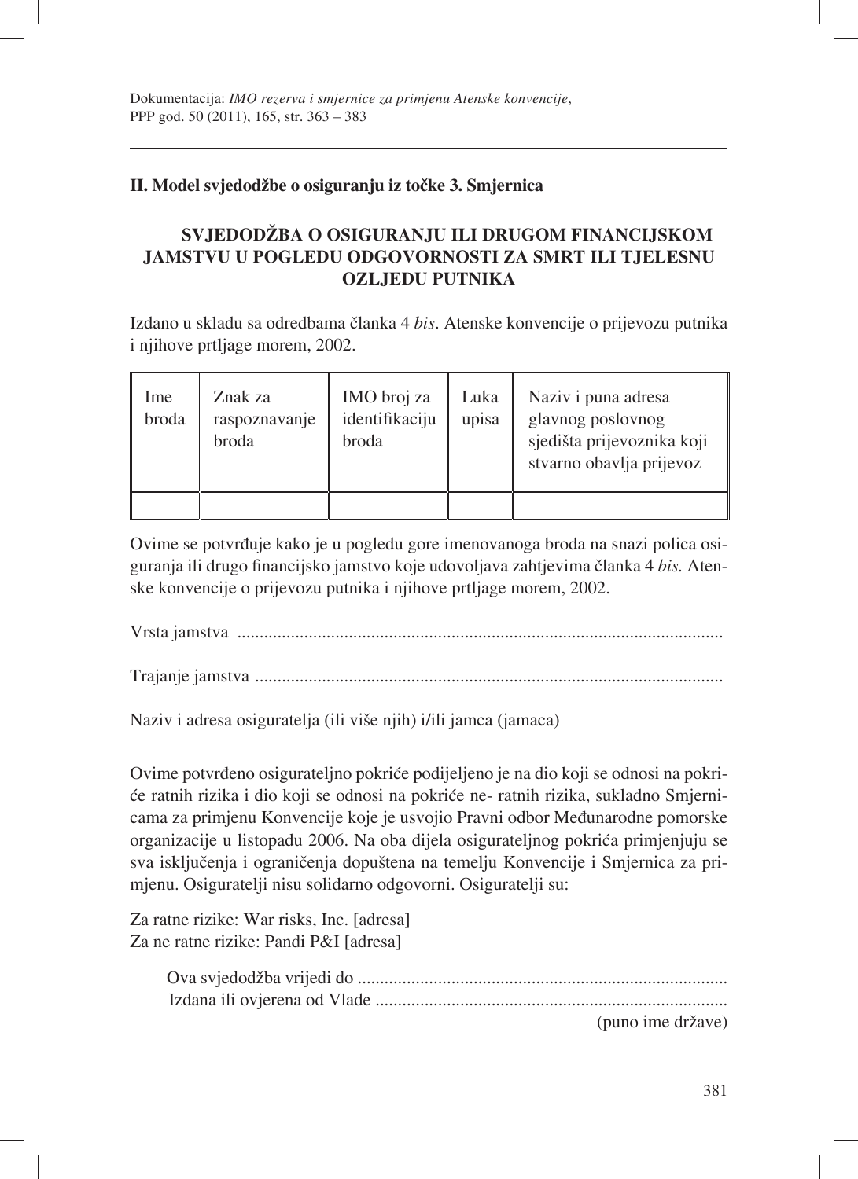## II. Model svjedodžbe o osiguranju iz točke 3. Smjernica

### SVJEDODŽBA O OSIGURANJU ILI DRUGOM FINANCIJSKOM JAMSTVU U POGLEDU ODGOVORNOSTI ZA SMRT ILI TJELESNU OZLJEDU PUTNIKA

Izdano u skladu sa odredbama članka 4 *bis*. Atenske konvencije o prijevozu putnika i njihove prtljage morem, 2002.

| Ime broda | Znak za raspoznavanje broda | IMO broj za identifikaciju broda | Luka upisa | Naziv i puna adresa glavnog poslovnog sjedišta prijevoznika koji stvarno obavlja prijevoz |
|---|---|---|---|---|
| | | | | |

Ovime se potvrđuje kako je u pogledu gore imenovanoga broda na snazi polica osiguranja ili drugo financijsko jamstvo koje udovoljava zahtjevima članka 4 *bis.* Atenske konvencije o prijevozu putnika i njihove prtljage morem, 2002.

Vrsta jamstva ............................................................................................................

Trajanje jamstva ........................................................................................................

Naziv i adresa osiguratelja (ili više njih) i/ili jamca (jamaca)

Ovime potvrđeno osigurateljno pokriće podijeljeno je na dio koji se odnosi na pokriće ratnih rizika i dio koji se odnosi na pokriće ne- ratnih rizika, sukladno Smjernicama za primjenu Konvencije koje je usvojio Pravni odbor Međunarodne pomorske organizacije u listopadu 2006. Na oba dijela osigurateljnog pokrića primjenjuju se sva isključenja i ograničenja dopuštena na temelju Konvencije i Smjernica za primjenu. Osiguratelji nisu solidarno odgovorni. Osiguratelji su:

Za ratne rizike: War risks, Inc. [adresa]
Za ne ratne rizike: Pandi P&I [adresa]

Ova svjedodžba vrijedi do ..................................................................................
Izdana ili ovjerena od Vlade ..............................................................................
(puno ime države)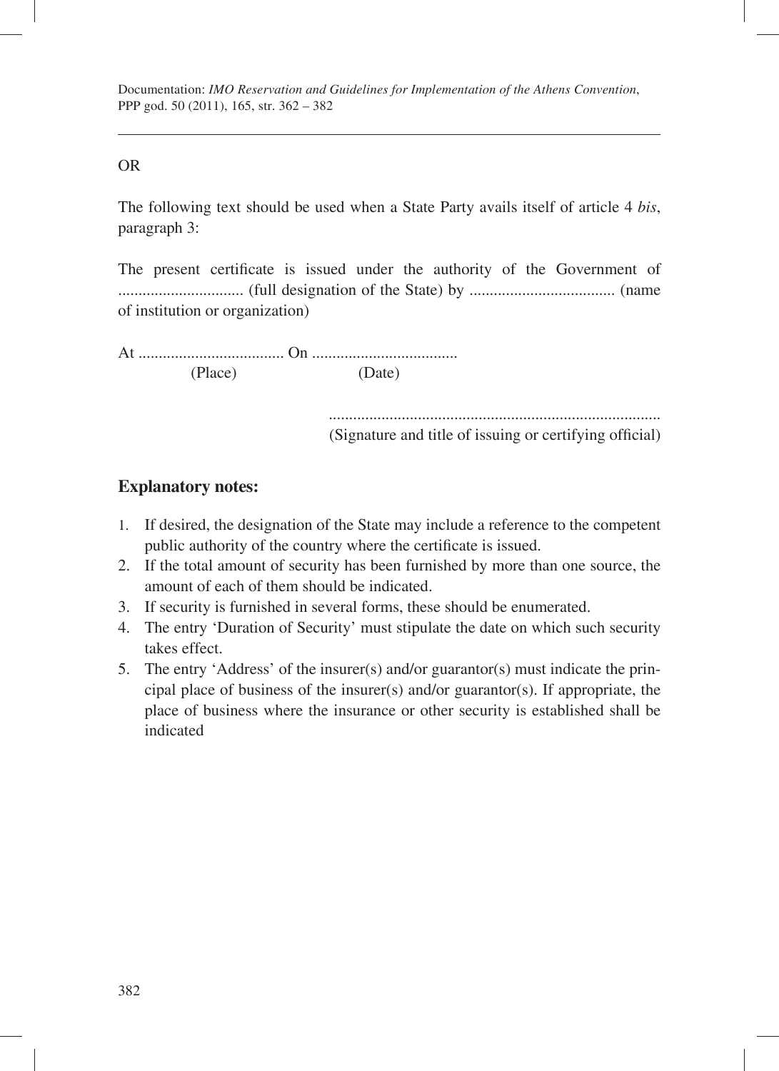OR

The following text should be used when a State Party avails itself of article 4 *bis*, paragraph 3:

The present certificate is issued under the authority of the Government of ............................... (full designation of the State) by .................................... (name of institution or organization)

At .................................... On ....................................
(Place) (Date)

..................................................................................
(Signature and title of issuing or certifying official)

### Explanatory notes:

1. If desired, the designation of the State may include a reference to the competent public authority of the country where the certificate is issued.
2. If the total amount of security has been furnished by more than one source, the amount of each of them should be indicated.
3. If security is furnished in several forms, these should be enumerated.
4. The entry 'Duration of Security' must stipulate the date on which such security takes effect.
5. The entry 'Address' of the insurer(s) and/or guarantor(s) must indicate the principal place of business of the insurer(s) and/or guarantor(s). If appropriate, the place of business where the insurance or other security is established shall be indicated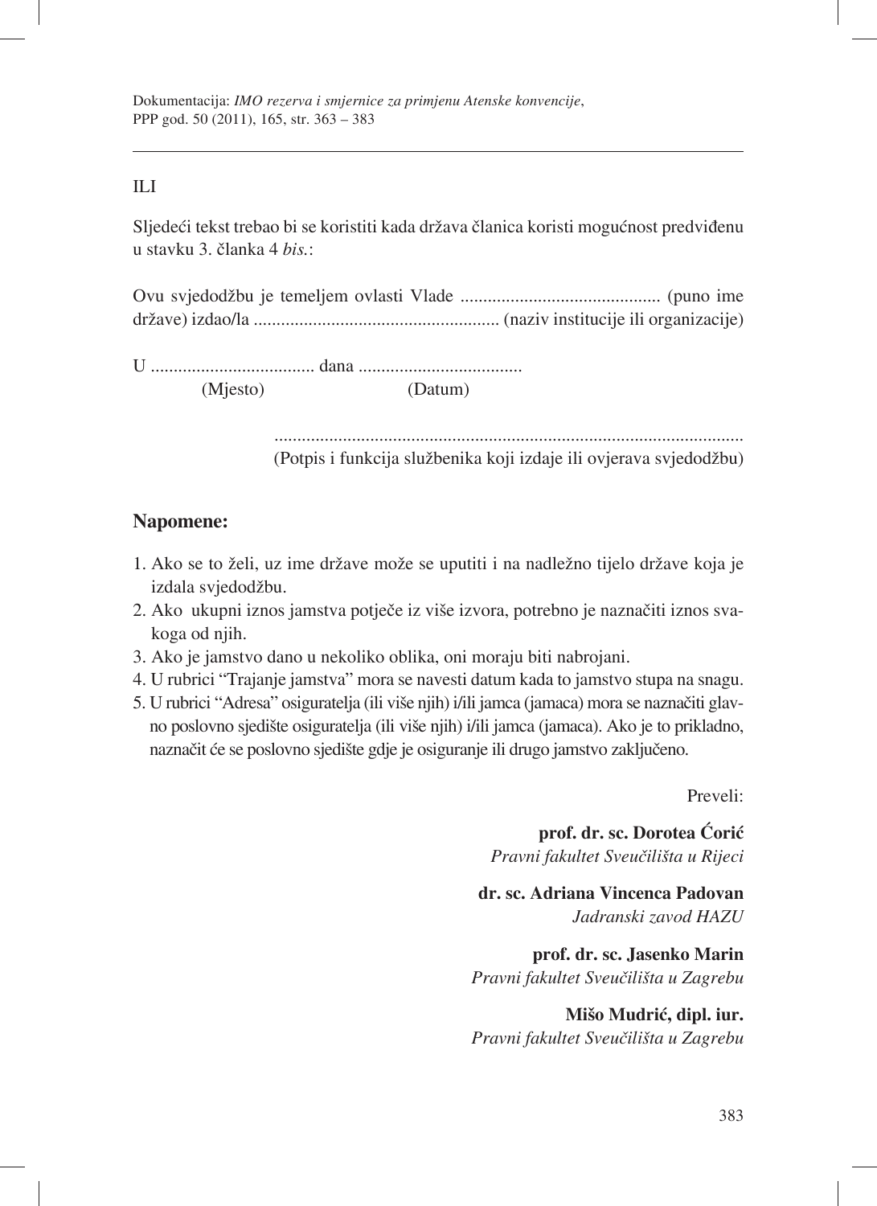ILI

Sljedeći tekst trebao bi se koristiti kada država članica koristi mogućnost predviđenu u stavku 3. članka 4 *bis.*:

Ovu svjedodžbu je temeljem ovlasti Vlade ........................................... (puno ime države) izdao/la ..................................................... (naziv institucije ili organizacije)

U ................................... dana ...................................
(Mjesto) (Datum)

......................................................................................................
(Potpis i funkcija službenika koji izdaje ili ovjerava svjedodžbu)

**Napomene:**

1. Ako se to želi, uz ime države može se uputiti i na nadležno tijelo države koja je izdala svjedodžbu.
2. Ako ukupni iznos jamstva potječe iz više izvora, potrebno je naznačiti iznos svakoga od njih.
3. Ako je jamstvo dano u nekoliko oblika, oni moraju biti nabrojani.
4. U rubrici "Trajanje jamstva" mora se navesti datum kada to jamstvo stupa na snagu.
5. U rubrici "Adresa" osiguratelja (ili više njih) i/ili jamca (jamaca) mora se naznačiti glavno poslovno sjedište osiguratelja (ili više njih) i/ili jamca (jamaca). Ako je to prikladno, naznačit će se poslovno sjedište gdje je osiguranje ili drugo jamstvo zaključeno.

Preveli:

**prof. dr. sc. Dorotea Ćorić**
*Pravni fakultet Sveučilišta u Rijeci*

**dr. sc. Adriana Vincenca Padovan**
*Jadranski zavod HAZU*

**prof. dr. sc. Jasenko Marin**
*Pravni fakultet Sveučilišta u Zagrebu*

**Mišo Mudrić, dipl. iur.**
*Pravni fakultet Sveučilišta u Zagrebu*